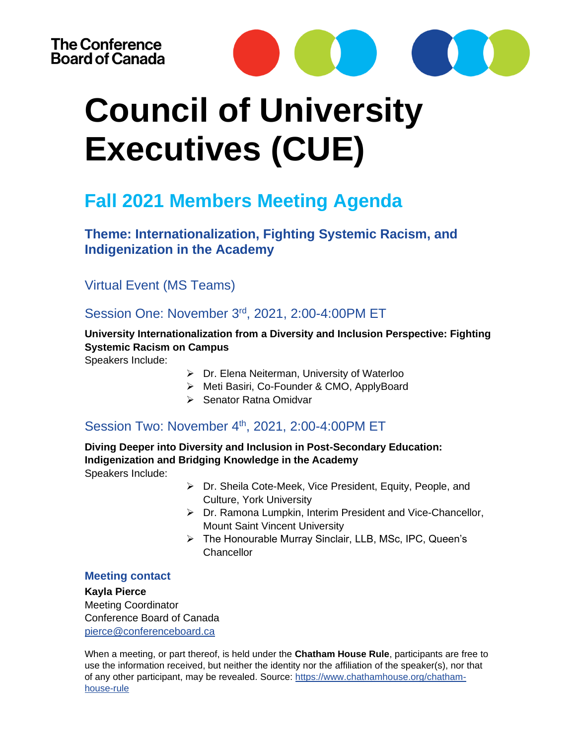The Conference Board of Canada

# Council of University Executives (CUE)

## Fall 2021 Members Meeting Agenda

### Theme: Internationalization, Fighting Systemic Racism, and Indigenization in the Academy

### Virtual Event (MS Teams)

### Session One: November 3rd, 2021, 2:00-4:00PM ET

**University Internationalization from a Diversity and Inclusion Perspective: Fighting Systemic Racism on Campus**

Speakers Include:

- Dr. Elena Neiterman, University of Waterloo
- Meti Basiri, Co-Founder & CMO, ApplyBoard
- Senator Ratna Omidvar

### Session Two: November 4th, 2021, 2:00-4:00PM ET

**Diving Deeper into Diversity and Inclusion in Post-Secondary Education: Indigenization and Bridging Knowledge in the Academy**

Speakers Include:

- Dr. Sheila Cote-Meek, Vice President, Equity, People, and Culture, York University
- Dr. Ramona Lumpkin, Interim President and Vice-Chancellor, Mount Saint Vincent University
- The Honourable Murray Sinclair, LLB, MSc, IPC, Queen's Chancellor

#### Meeting contact

**Kayla Pierce**
Meeting Coordinator
Conference Board of Canada
pierce@conferenceboard.ca

When a meeting, or part thereof, is held under the **Chatham House Rule**, participants are free to use the information received, but neither the identity nor the affiliation of the speaker(s), nor that of any other participant, may be revealed. Source: https://www.chathamhouse.org/chatham-house-rule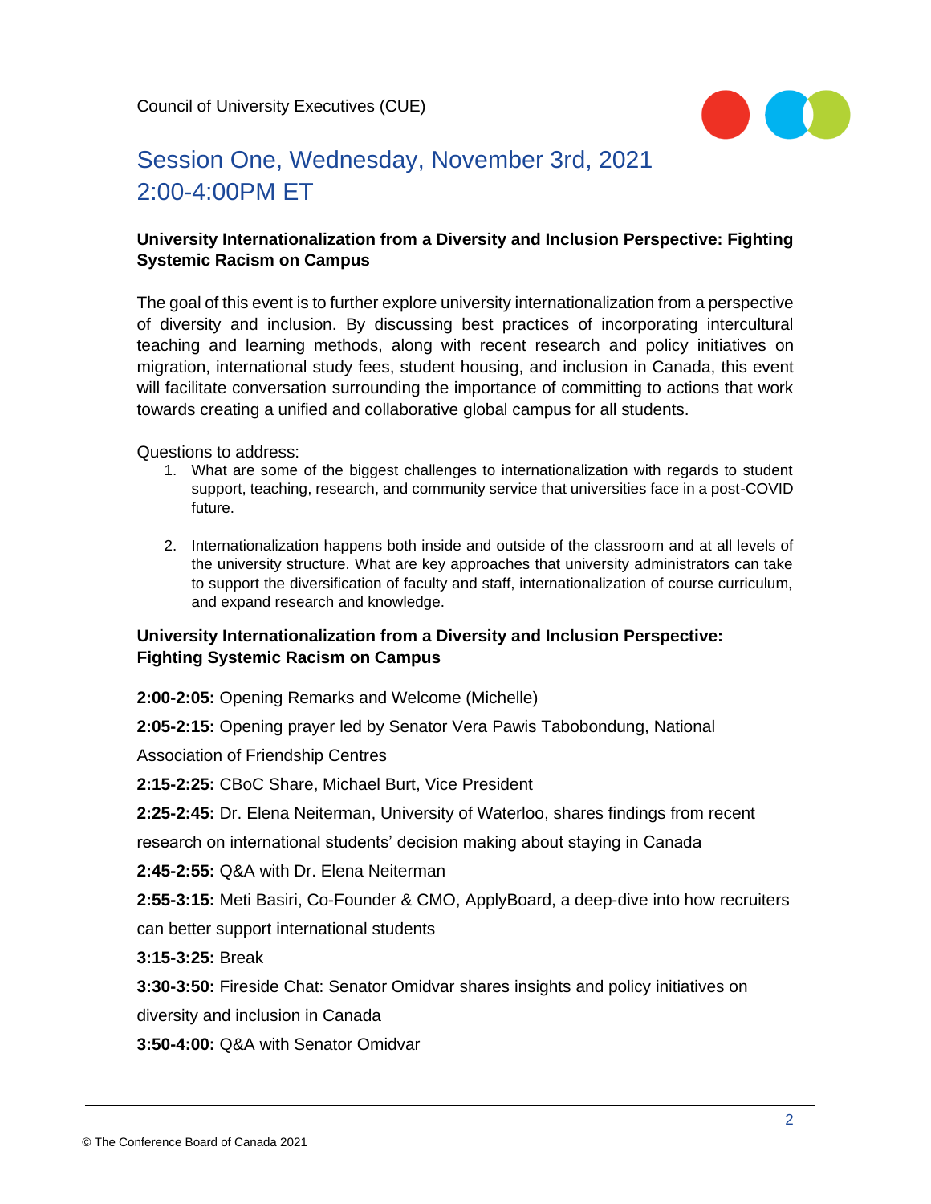Council of University Executives (CUE)

# Session One, Wednesday, November 3rd, 2021 2:00-4:00PM ET

**University Internationalization from a Diversity and Inclusion Perspective: Fighting Systemic Racism on Campus**

The goal of this event is to further explore university internationalization from a perspective of diversity and inclusion. By discussing best practices of incorporating intercultural teaching and learning methods, along with recent research and policy initiatives on migration, international study fees, student housing, and inclusion in Canada, this event will facilitate conversation surrounding the importance of committing to actions that work towards creating a unified and collaborative global campus for all students.

Questions to address:

1. What are some of the biggest challenges to internationalization with regards to student support, teaching, research, and community service that universities face in a post-COVID future.
2. Internationalization happens both inside and outside of the classroom and at all levels of the university structure. What are key approaches that university administrators can take to support the diversification of faculty and staff, internationalization of course curriculum, and expand research and knowledge.

**University Internationalization from a Diversity and Inclusion Perspective: Fighting Systemic Racism on Campus**

**2:00-2:05:** Opening Remarks and Welcome (Michelle)

**2:05-2:15:** Opening prayer led by Senator Vera Pawis Tabobondung, National Association of Friendship Centres

**2:15-2:25:** CBoC Share, Michael Burt, Vice President

**2:25-2:45:** Dr. Elena Neiterman, University of Waterloo, shares findings from recent research on international students' decision making about staying in Canada

**2:45-2:55:** Q&A with Dr. Elena Neiterman

**2:55-3:15:** Meti Basiri, Co-Founder & CMO, ApplyBoard, a deep-dive into how recruiters can better support international students

**3:15-3:25:** Break

**3:30-3:50:** Fireside Chat: Senator Omidvar shares insights and policy initiatives on diversity and inclusion in Canada

**3:50-4:00:** Q&A with Senator Omidvar

© The Conference Board of Canada 2021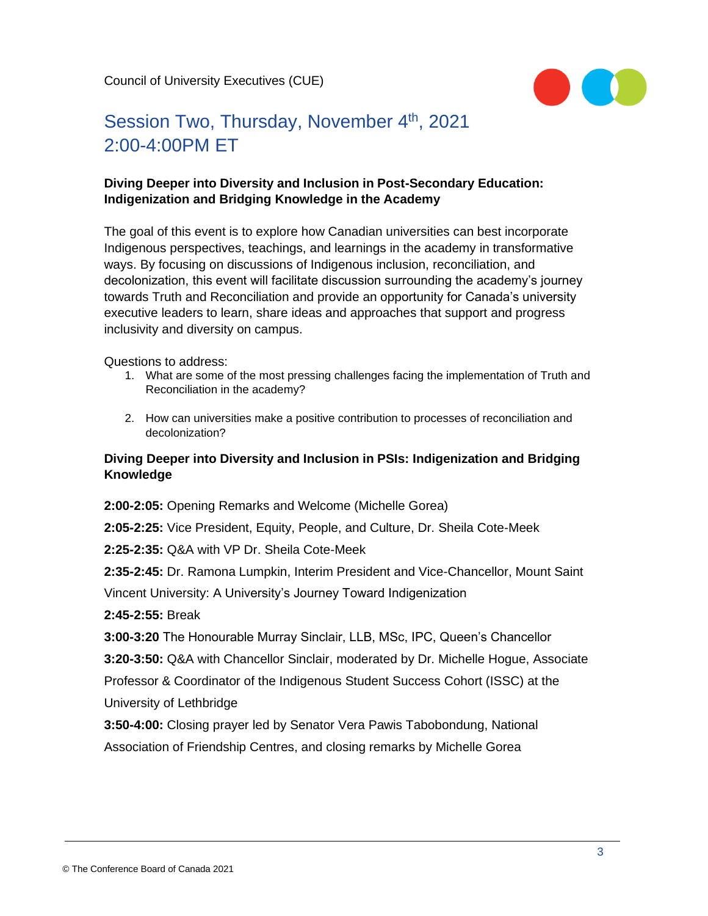Council of University Executives (CUE)

# Session Two, Thursday, November 4th, 2021 2:00-4:00PM ET

**Diving Deeper into Diversity and Inclusion in Post-Secondary Education: Indigenization and Bridging Knowledge in the Academy**

The goal of this event is to explore how Canadian universities can best incorporate Indigenous perspectives, teachings, and learnings in the academy in transformative ways. By focusing on discussions of Indigenous inclusion, reconciliation, and decolonization, this event will facilitate discussion surrounding the academy's journey towards Truth and Reconciliation and provide an opportunity for Canada's university executive leaders to learn, share ideas and approaches that support and progress inclusivity and diversity on campus.

Questions to address:

1. What are some of the most pressing challenges facing the implementation of Truth and Reconciliation in the academy?
2. How can universities make a positive contribution to processes of reconciliation and decolonization?

**Diving Deeper into Diversity and Inclusion in PSIs: Indigenization and Bridging Knowledge**

**2:00-2:05:** Opening Remarks and Welcome (Michelle Gorea)

**2:05-2:25:** Vice President, Equity, People, and Culture, Dr. Sheila Cote-Meek

**2:25-2:35:** Q&A with VP Dr. Sheila Cote-Meek

**2:35-2:45:** Dr. Ramona Lumpkin, Interim President and Vice-Chancellor, Mount Saint Vincent University: A University's Journey Toward Indigenization

**2:45-2:55:** Break

**3:00-3:20** The Honourable Murray Sinclair, LLB, MSc, IPC, Queen's Chancellor

**3:20-3:50:** Q&A with Chancellor Sinclair, moderated by Dr. Michelle Hogue, Associate Professor & Coordinator of the Indigenous Student Success Cohort (ISSC) at the University of Lethbridge

**3:50-4:00:** Closing prayer led by Senator Vera Pawis Tabobondung, National Association of Friendship Centres, and closing remarks by Michelle Gorea

© The Conference Board of Canada 2021